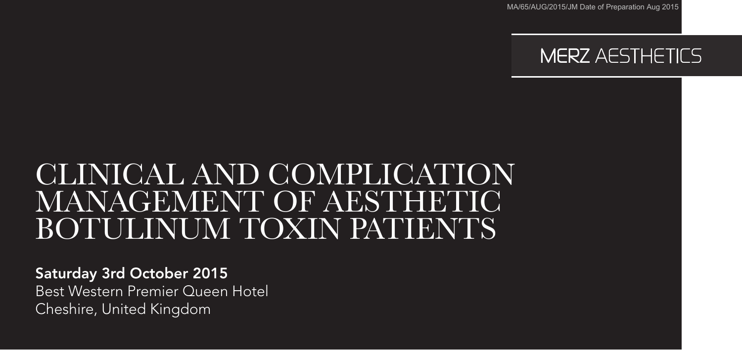MA/65/AUG/2015/JM Date of Preparation Aug 2015

MERZ AESTHETICS

# CLINICAL AND COMPLICATION MANAGEMENT OF AESTHETIC BOTULINUM TOXIN PATIENTS

**Saturday 3rd October 2015**

Best Western Premier Queen Hotel

Cheshire, United Kingdom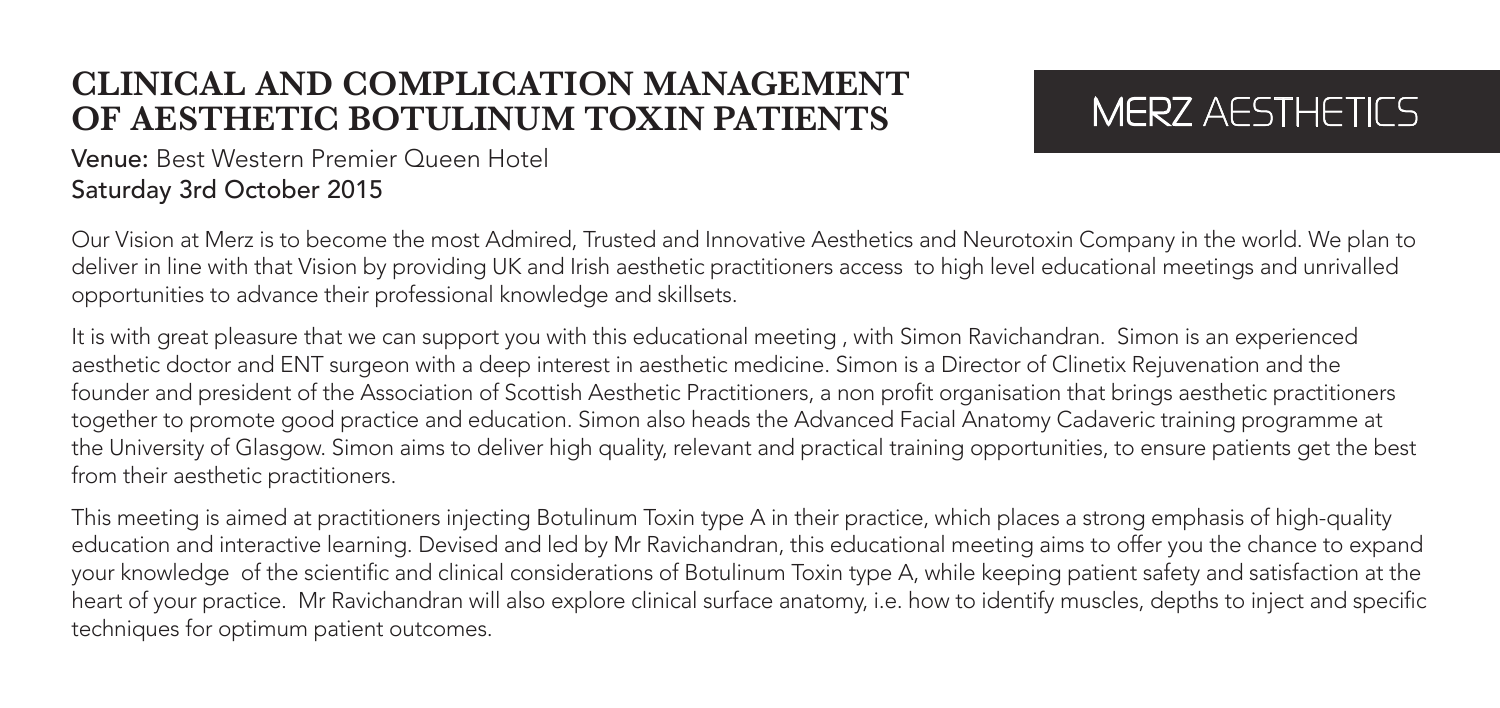# CLINICAL AND COMPLICATION MANAGEMENT OF AESTHETIC BOTULINUM TOXIN PATIENTS

MERZ AESTHETICS

**Venue:** Best Western Premier Queen Hotel
Saturday 3rd October 2015

Our Vision at Merz is to become the most Admired, Trusted and Innovative Aesthetics and Neurotoxin Company in the world. We plan to deliver in line with that Vision by providing UK and Irish aesthetic practitioners access to high level educational meetings and unrivalled opportunities to advance their professional knowledge and skillsets.

It is with great pleasure that we can support you with this educational meeting , with Simon Ravichandran. Simon is an experienced aesthetic doctor and ENT surgeon with a deep interest in aesthetic medicine. Simon is a Director of Clinetix Rejuvenation and the founder and president of the Association of Scottish Aesthetic Practitioners, a non profit organisation that brings aesthetic practitioners together to promote good practice and education. Simon also heads the Advanced Facial Anatomy Cadaveric training programme at the University of Glasgow. Simon aims to deliver high quality, relevant and practical training opportunities, to ensure patients get the best from their aesthetic practitioners.

This meeting is aimed at practitioners injecting Botulinum Toxin type A in their practice, which places a strong emphasis of high-quality education and interactive learning. Devised and led by Mr Ravichandran, this educational meeting aims to offer you the chance to expand your knowledge of the scientific and clinical considerations of Botulinum Toxin type A, while keeping patient safety and satisfaction at the heart of your practice. Mr Ravichandran will also explore clinical surface anatomy, i.e. how to identify muscles, depths to inject and specific techniques for optimum patient outcomes.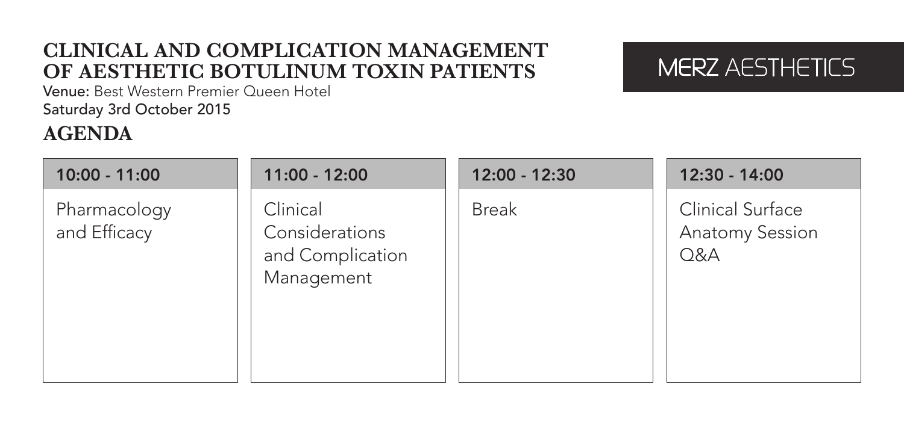# CLINICAL AND COMPLICATION MANAGEMENT OF AESTHETIC BOTULINUM TOXIN PATIENTS

MERZ AESTHETICS

**Venue:** Best Western Premier Queen Hotel

Saturday 3rd October 2015

## AGENDA

| 10:00 - 11:00 | 11:00 - 12:00 | 12:00 - 12:30 | 12:30 - 14:00 |
|---|---|---|---|
| Pharmacology and Efficacy | Clinical Considerations and Complication Management | Break | Clinical Surface Anatomy Session Q&A |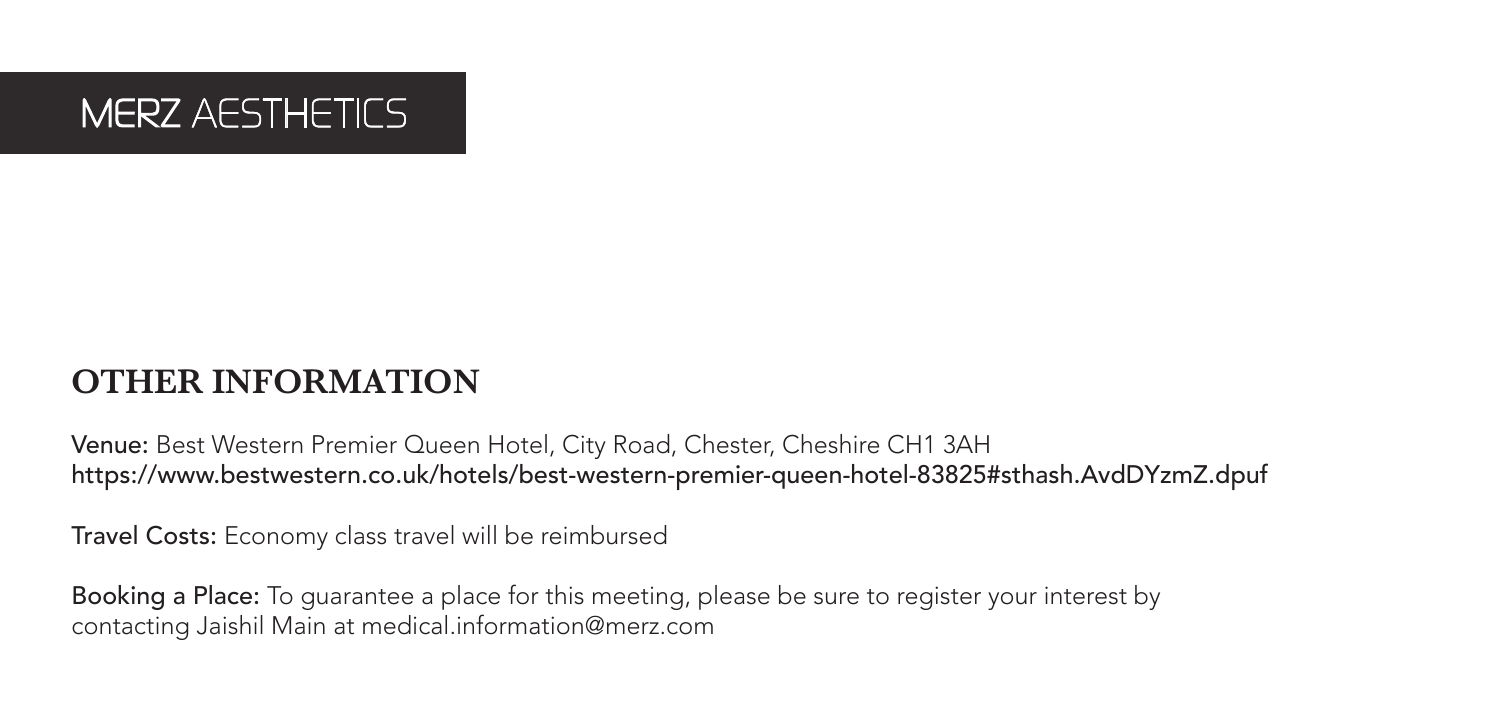MERZ AESTHETICS

## OTHER INFORMATION

**Venue:** Best Western Premier Queen Hotel, City Road, Chester, Cheshire CH1 3AH
https://www.bestwestern.co.uk/hotels/best-western-premier-queen-hotel-83825#sthash.AvdDYzmZ.dpuf

**Travel Costs:** Economy class travel will be reimbursed

**Booking a Place:** To guarantee a place for this meeting, please be sure to register your interest by contacting Jaishil Main at medical.information@merz.com